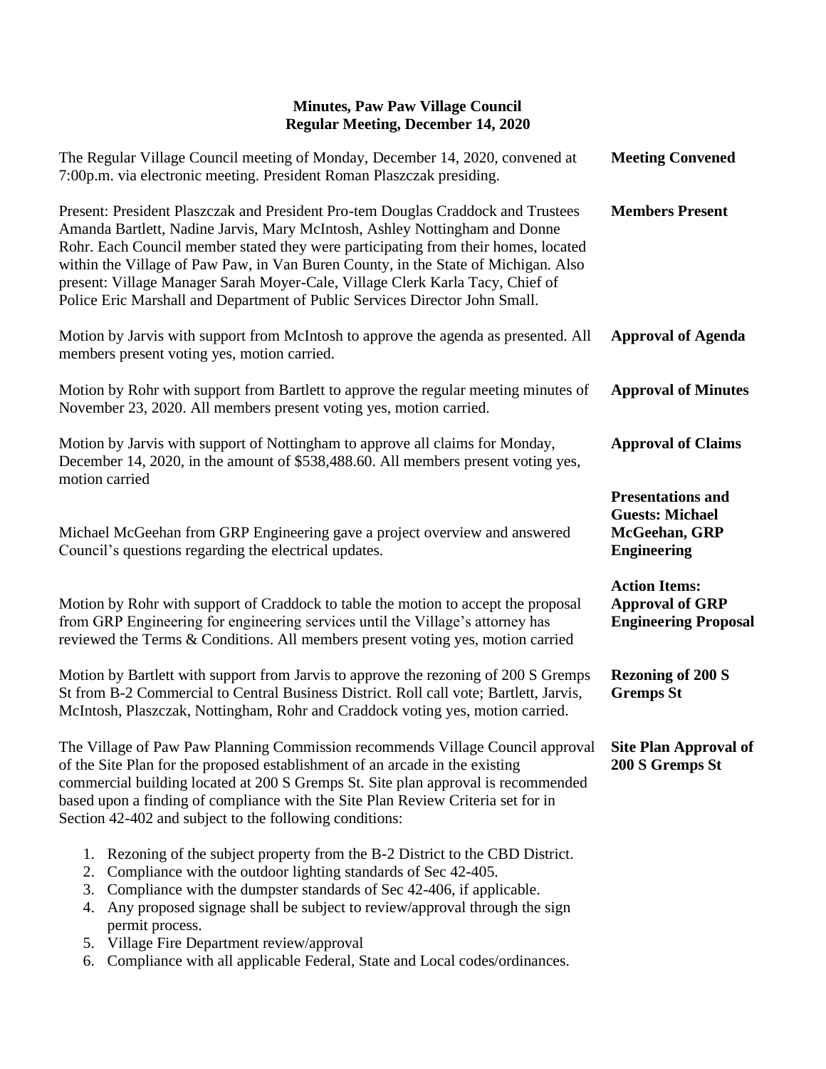# Minutes, Paw Paw Village Council
## Regular Meeting, December 14, 2020

**Meeting Convened**

The Regular Village Council meeting of Monday, December 14, 2020, convened at 7:00p.m. via electronic meeting. President Roman Plaszczak presiding.

**Members Present**

Present: President Plaszczak and President Pro-tem Douglas Craddock and Trustees Amanda Bartlett, Nadine Jarvis, Mary McIntosh, Ashley Nottingham and Donne Rohr. Each Council member stated they were participating from their homes, located within the Village of Paw Paw, in Van Buren County, in the State of Michigan. Also present: Village Manager Sarah Moyer-Cale, Village Clerk Karla Tacy, Chief of Police Eric Marshall and Department of Public Services Director John Small.

**Approval of Agenda**

Motion by Jarvis with support from McIntosh to approve the agenda as presented. All members present voting yes, motion carried.

**Approval of Minutes**

Motion by Rohr with support from Bartlett to approve the regular meeting minutes of November 23, 2020. All members present voting yes, motion carried.

**Approval of Claims**

Motion by Jarvis with support of Nottingham to approve all claims for Monday, December 14, 2020, in the amount of $538,488.60. All members present voting yes, motion carried

**Presentations and Guests: Michael McGeehan, GRP Engineering**

Michael McGeehan from GRP Engineering gave a project overview and answered Council's questions regarding the electrical updates.

**Action Items: Approval of GRP Engineering Proposal**

Motion by Rohr with support of Craddock to table the motion to accept the proposal from GRP Engineering for engineering services until the Village's attorney has reviewed the Terms & Conditions. All members present voting yes, motion carried

**Rezoning of 200 S Gremps St**

Motion by Bartlett with support from Jarvis to approve the rezoning of 200 S Gremps St from B-2 Commercial to Central Business District. Roll call vote; Bartlett, Jarvis, McIntosh, Plaszczak, Nottingham, Rohr and Craddock voting yes, motion carried.

**Site Plan Approval of 200 S Gremps St**

The Village of Paw Paw Planning Commission recommends Village Council approval of the Site Plan for the proposed establishment of an arcade in the existing commercial building located at 200 S Gremps St. Site plan approval is recommended based upon a finding of compliance with the Site Plan Review Criteria set for in Section 42-402 and subject to the following conditions:

1. Rezoning of the subject property from the B-2 District to the CBD District.
2. Compliance with the outdoor lighting standards of Sec 42-405.
3. Compliance with the dumpster standards of Sec 42-406, if applicable.
4. Any proposed signage shall be subject to review/approval through the sign permit process.
5. Village Fire Department review/approval
6. Compliance with all applicable Federal, State and Local codes/ordinances.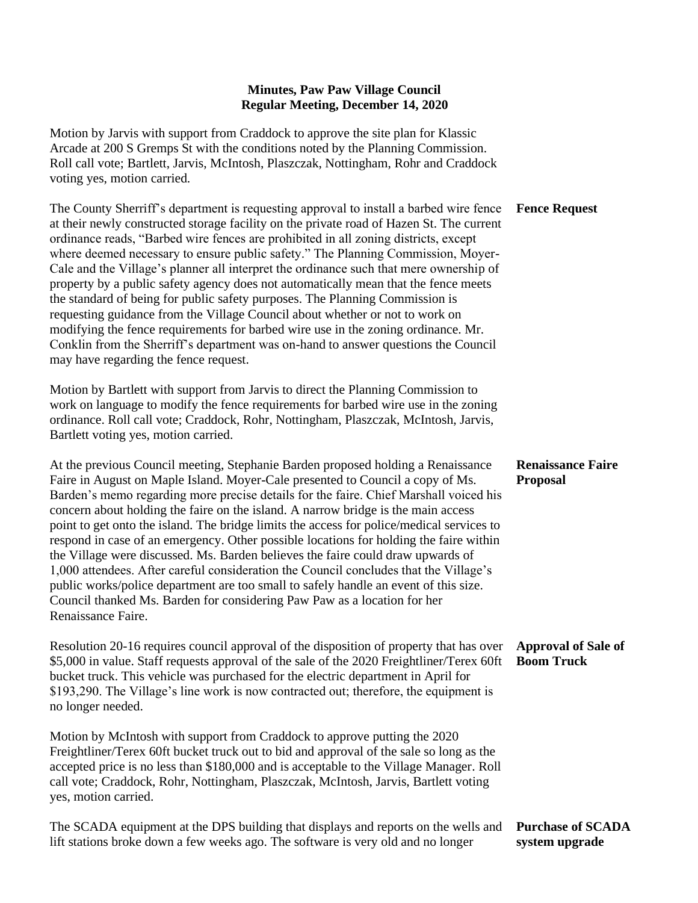**Minutes, Paw Paw Village Council**
**Regular Meeting, December 14, 2020**

Motion by Jarvis with support from Craddock to approve the site plan for Klassic Arcade at 200 S Gremps St with the conditions noted by the Planning Commission. Roll call vote; Bartlett, Jarvis, McIntosh, Plaszczak, Nottingham, Rohr and Craddock voting yes, motion carried.

**Fence Request**

The County Sherriff's department is requesting approval to install a barbed wire fence at their newly constructed storage facility on the private road of Hazen St. The current ordinance reads, "Barbed wire fences are prohibited in all zoning districts, except where deemed necessary to ensure public safety." The Planning Commission, Moyer-Cale and the Village's planner all interpret the ordinance such that mere ownership of property by a public safety agency does not automatically mean that the fence meets the standard of being for public safety purposes. The Planning Commission is requesting guidance from the Village Council about whether or not to work on modifying the fence requirements for barbed wire use in the zoning ordinance. Mr. Conklin from the Sherriff's department was on-hand to answer questions the Council may have regarding the fence request.

Motion by Bartlett with support from Jarvis to direct the Planning Commission to work on language to modify the fence requirements for barbed wire use in the zoning ordinance. Roll call vote; Craddock, Rohr, Nottingham, Plaszczak, McIntosh, Jarvis, Bartlett voting yes, motion carried.

**Renaissance Faire Proposal**

At the previous Council meeting, Stephanie Barden proposed holding a Renaissance Faire in August on Maple Island. Moyer-Cale presented to Council a copy of Ms. Barden's memo regarding more precise details for the faire. Chief Marshall voiced his concern about holding the faire on the island. A narrow bridge is the main access point to get onto the island. The bridge limits the access for police/medical services to respond in case of an emergency. Other possible locations for holding the faire within the Village were discussed. Ms. Barden believes the faire could draw upwards of 1,000 attendees. After careful consideration the Council concludes that the Village's public works/police department are too small to safely handle an event of this size. Council thanked Ms. Barden for considering Paw Paw as a location for her Renaissance Faire.

**Approval of Sale of Boom Truck**

Resolution 20-16 requires council approval of the disposition of property that has over $5,000 in value. Staff requests approval of the sale of the 2020 Freightliner/Terex 60ft bucket truck. This vehicle was purchased for the electric department in April for $193,290. The Village's line work is now contracted out; therefore, the equipment is no longer needed.

Motion by McIntosh with support from Craddock to approve putting the 2020 Freightliner/Terex 60ft bucket truck out to bid and approval of the sale so long as the accepted price is no less than $180,000 and is acceptable to the Village Manager. Roll call vote; Craddock, Rohr, Nottingham, Plaszczak, McIntosh, Jarvis, Bartlett voting yes, motion carried.

**Purchase of SCADA system upgrade**

The SCADA equipment at the DPS building that displays and reports on the wells and lift stations broke down a few weeks ago. The software is very old and no longer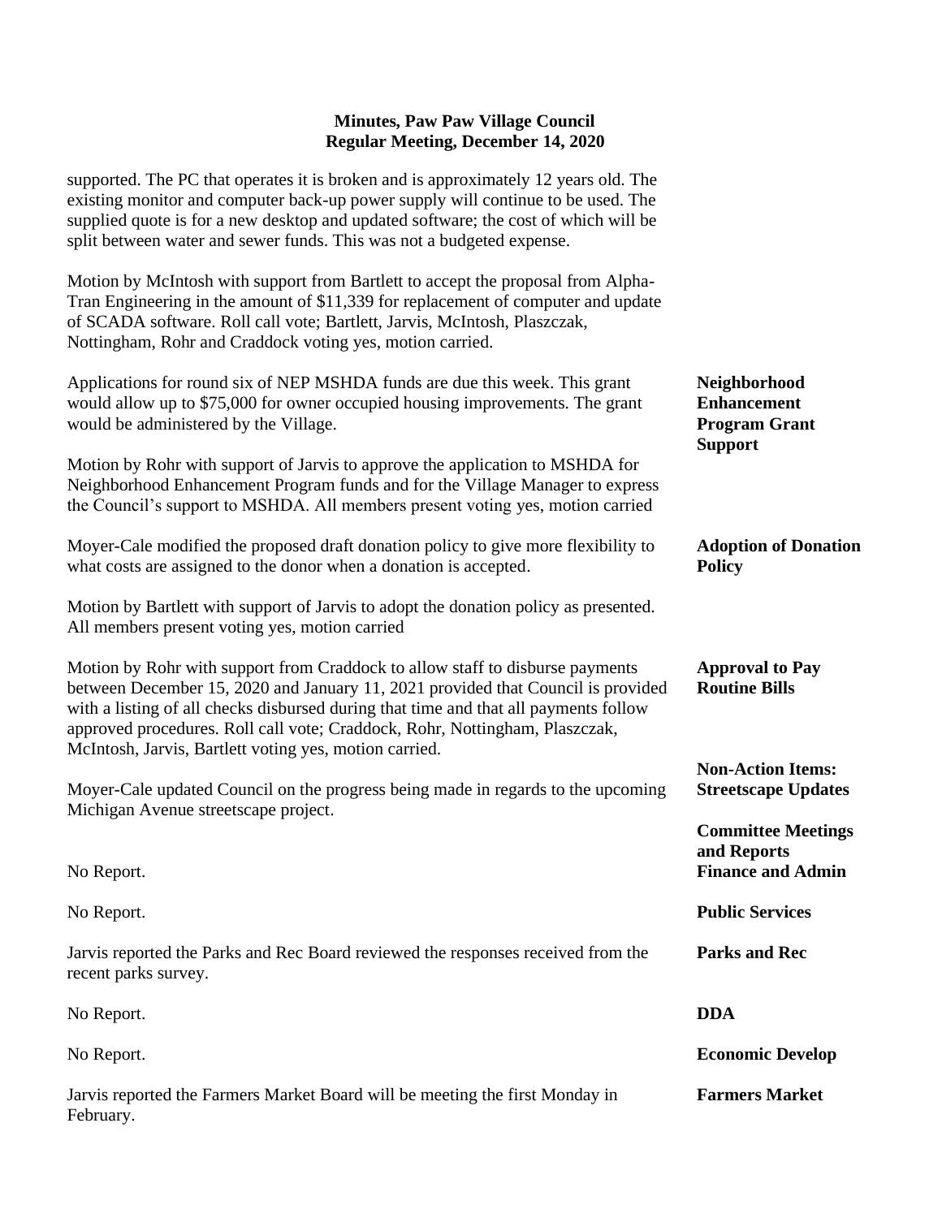supported. The PC that operates it is broken and is approximately 12 years old. The existing monitor and computer back-up power supply will continue to be used. The supplied quote is for a new desktop and updated software; the cost of which will be split between water and sewer funds. This was not a budgeted expense.

Motion by McIntosh with support from Bartlett to accept the proposal from Alpha-Tran Engineering in the amount of $11,339 for replacement of computer and update of SCADA software. Roll call vote; Bartlett, Jarvis, McIntosh, Plaszczak, Nottingham, Rohr and Craddock voting yes, motion carried.

**Neighborhood Enhancement Program Grant Support**

Applications for round six of NEP MSHDA funds are due this week. This grant would allow up to $75,000 for owner occupied housing improvements. The grant would be administered by the Village.

Motion by Rohr with support of Jarvis to approve the application to MSHDA for Neighborhood Enhancement Program funds and for the Village Manager to express the Council's support to MSHDA. All members present voting yes, motion carried

**Adoption of Donation Policy**

Moyer-Cale modified the proposed draft donation policy to give more flexibility to what costs are assigned to the donor when a donation is accepted.

Motion by Bartlett with support of Jarvis to adopt the donation policy as presented. All members present voting yes, motion carried

**Approval to Pay Routine Bills**

Motion by Rohr with support from Craddock to allow staff to disburse payments between December 15, 2020 and January 11, 2021 provided that Council is provided with a listing of all checks disbursed during that time and that all payments follow approved procedures. Roll call vote; Craddock, Rohr, Nottingham, Plaszczak, McIntosh, Jarvis, Bartlett voting yes, motion carried.

**Non-Action Items: Streetscape Updates**

Moyer-Cale updated Council on the progress being made in regards to the upcoming Michigan Avenue streetscape project.

**Committee Meetings and Reports**

**Finance and Admin**

No Report.

**Public Services**

No Report.

**Parks and Rec**

Jarvis reported the Parks and Rec Board reviewed the responses received from the recent parks survey.

**DDA**

No Report.

**Economic Develop**

No Report.

**Farmers Market**

Jarvis reported the Farmers Market Board will be meeting the first Monday in February.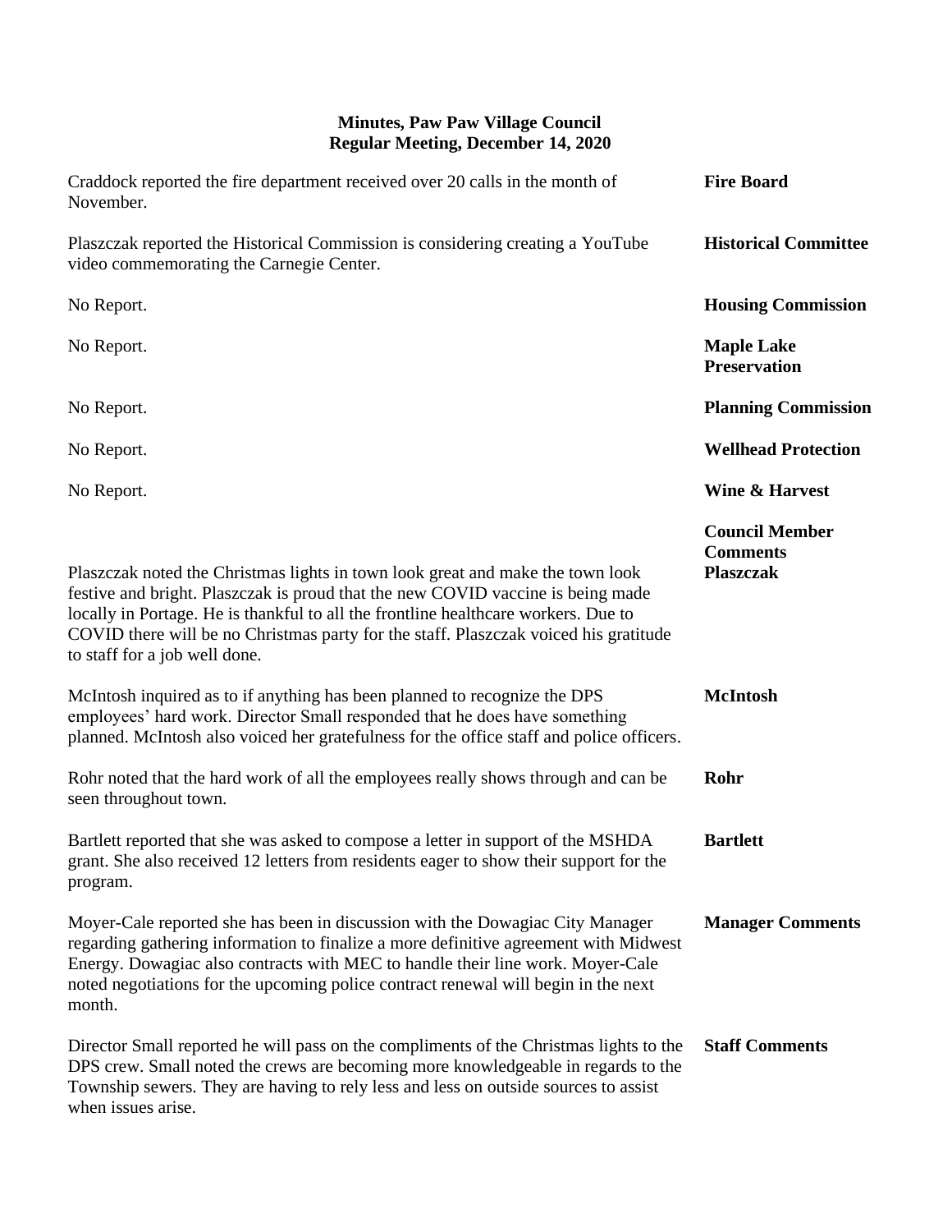**Minutes, Paw Paw Village Council**
**Regular Meeting, December 14, 2020**

**Fire Board**

Craddock reported the fire department received over 20 calls in the month of November.

**Historical Committee**

Plaszczak reported the Historical Commission is considering creating a YouTube video commemorating the Carnegie Center.

**Housing Commission**

No Report.

**Maple Lake Preservation**

No Report.

**Planning Commission**

No Report.

**Wellhead Protection**

No Report.

**Wine & Harvest**

No Report.

**Council Member Comments**

**Plaszczak**

Plaszczak noted the Christmas lights in town look great and make the town look festive and bright. Plaszczak is proud that the new COVID vaccine is being made locally in Portage. He is thankful to all the frontline healthcare workers. Due to COVID there will be no Christmas party for the staff. Plaszczak voiced his gratitude to staff for a job well done.

**McIntosh**

McIntosh inquired as to if anything has been planned to recognize the DPS employees' hard work. Director Small responded that he does have something planned. McIntosh also voiced her gratefulness for the office staff and police officers.

**Rohr**

Rohr noted that the hard work of all the employees really shows through and can be seen throughout town.

**Bartlett**

Bartlett reported that she was asked to compose a letter in support of the MSHDA grant. She also received 12 letters from residents eager to show their support for the program.

**Manager Comments**

Moyer-Cale reported she has been in discussion with the Dowagiac City Manager regarding gathering information to finalize a more definitive agreement with Midwest Energy. Dowagiac also contracts with MEC to handle their line work. Moyer-Cale noted negotiations for the upcoming police contract renewal will begin in the next month.

**Staff Comments**

Director Small reported he will pass on the compliments of the Christmas lights to the DPS crew. Small noted the crews are becoming more knowledgeable in regards to the Township sewers. They are having to rely less and less on outside sources to assist when issues arise.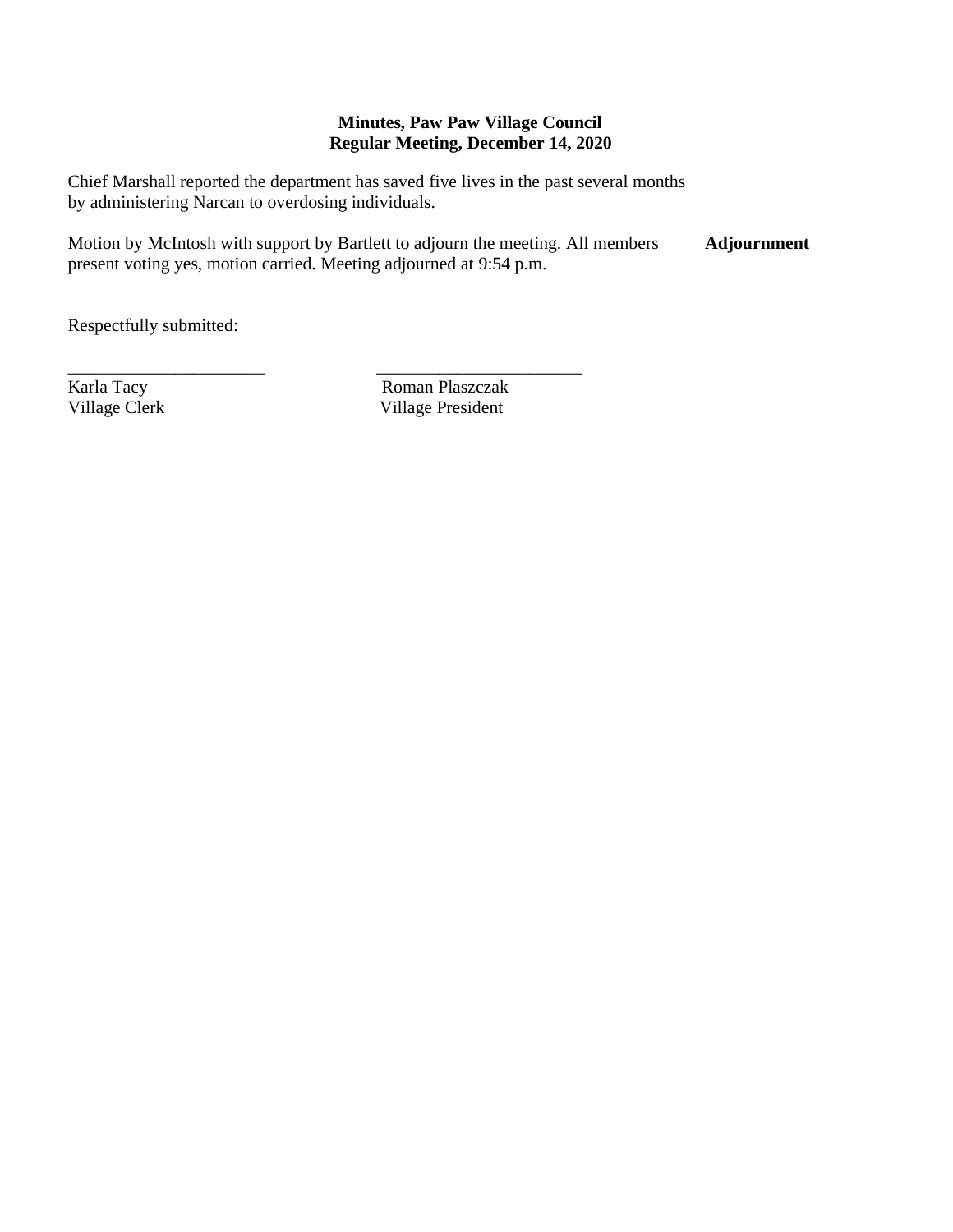**Minutes, Paw Paw Village Council**
**Regular Meeting, December 14, 2020**

Chief Marshall reported the department has saved five lives in the past several months by administering Narcan to overdosing individuals.

**Adjournment**

Motion by McIntosh with support by Bartlett to adjourn the meeting. All members present voting yes, motion carried. Meeting adjourned at 9:54 p.m.

Respectfully submitted:

| | |
|---|---|
| ______________________ | ______________________ |
| Karla Tacy | Roman Plaszczak |
| Village Clerk | Village President |